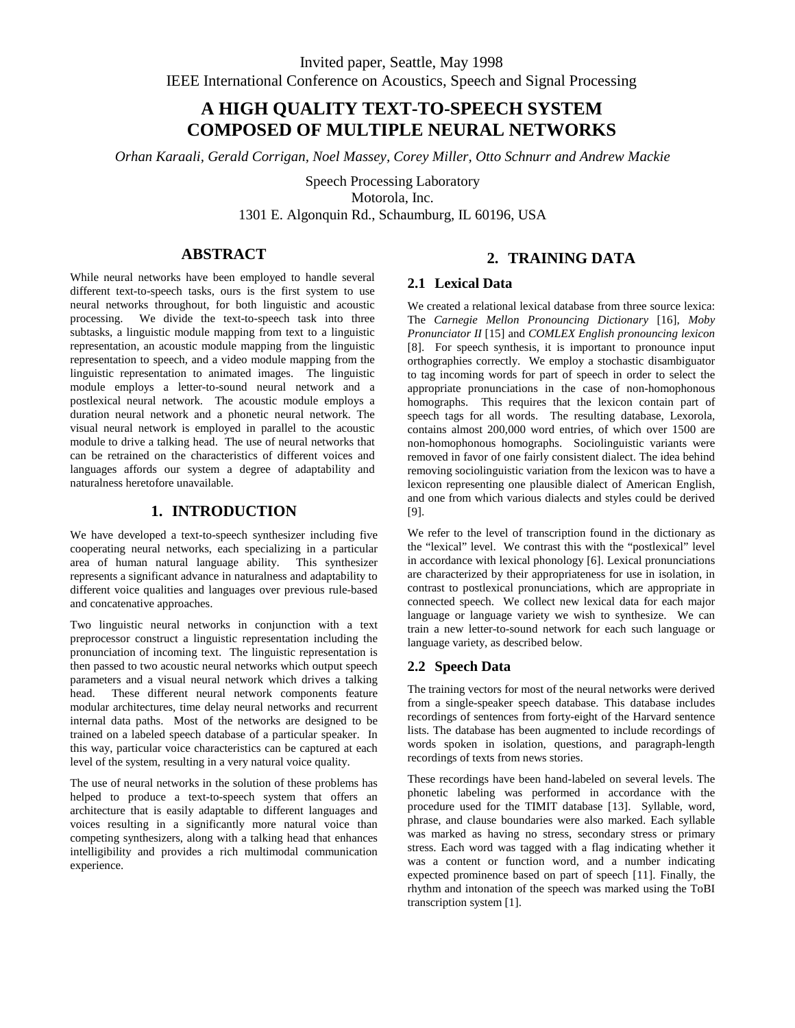Invited paper, Seattle, May 1998
IEEE International Conference on Acoustics, Speech and Signal Processing

# A HIGH QUALITY TEXT-TO-SPEECH SYSTEM COMPOSED OF MULTIPLE NEURAL NETWORKS

*Orhan Karaali, Gerald Corrigan, Noel Massey, Corey Miller, Otto Schnurr and Andrew Mackie*

Speech Processing Laboratory
Motorola, Inc.
1301 E. Algonquin Rd., Schaumburg, IL 60196, USA

## ABSTRACT

While neural networks have been employed to handle several different text-to-speech tasks, ours is the first system to use neural networks throughout, for both linguistic and acoustic processing. We divide the text-to-speech task into three subtasks, a linguistic module mapping from text to a linguistic representation, an acoustic module mapping from the linguistic representation to speech, and a video module mapping from the linguistic representation to animated images. The linguistic module employs a letter-to-sound neural network and a postlexical neural network. The acoustic module employs a duration neural network and a phonetic neural network. The visual neural network is employed in parallel to the acoustic module to drive a talking head. The use of neural networks that can be retrained on the characteristics of different voices and languages affords our system a degree of adaptability and naturalness heretofore unavailable.

## 1. INTRODUCTION

We have developed a text-to-speech synthesizer including five cooperating neural networks, each specializing in a particular area of human language ability. This synthesizer represents a significant advance in naturalness and adaptability to different voice qualities and languages over previous rule-based and concatenative approaches.

Two linguistic neural networks in conjunction with a text preprocessor construct a linguistic representation including the pronunciation of incoming text. The linguistic representation is then passed to two acoustic neural networks which output speech parameters and a visual neural network which drives a talking head. These different neural network components feature modular architectures, time delay neural networks and recurrent internal data paths. Most of the networks are designed to be trained on a labeled speech database of a particular speaker. In this way, particular voice characteristics can be captured at each level of the system, resulting in a very natural voice quality.

The use of neural networks in the solution of these problems has helped to produce a text-to-speech system that offers an architecture that is easily adaptable to different languages and voices resulting in a significantly more natural voice than competing synthesizers, along with a talking head that enhances intelligibility and provides a rich multimodal communication experience.

## 2. TRAINING DATA

### 2.1 Lexical Data

We created a relational lexical database from three source lexica: The *Carnegie Mellon Pronouncing Dictionary* [16], *Moby Pronunciator II* [15] and *COMLEX English pronouncing lexicon* [8]. For speech synthesis, it is important to pronounce input orthographies correctly. We employ a stochastic disambiguator to tag incoming words for part of speech in order to select the appropriate pronunciations in the case of non-homophonous homographs. This requires that the lexicon contain part of speech tags for all words. The resulting database, Lexorola, contains almost 200,000 word entries, of which over 1500 are non-homophonous homographs. Sociolinguistic variants were removed in favor of one fairly consistent dialect. The idea behind removing sociolinguistic variation from the lexicon was to have a lexicon representing one plausible dialect of American English, and one from which various dialects and styles could be derived [9].

We refer to the level of transcription found in the dictionary as the "lexical" level. We contrast this with the "postlexical" level in accordance with lexical phonology [6]. Lexical pronunciations are characterized by their appropriateness for use in isolation, in contrast to postlexical pronunciations, which are appropriate in connected speech. We collect new lexical data for each major language or language variety we wish to synthesize. We can train a new letter-to-sound network for each such language or language variety, as described below.

### 2.2 Speech Data

The training vectors for most of the neural networks were derived from a single-speaker speech database. This database includes recordings of sentences from forty-eight of the Harvard sentence lists. The database has been augmented to include recordings of words spoken in isolation, questions, and paragraph-length recordings of texts from news stories.

These recordings have been hand-labeled on several levels. The phonetic labeling was performed in accordance with the procedure used for the TIMIT database [13]. Syllable, word, phrase, and clause boundaries were also marked. Each syllable was marked as having no stress, secondary stress or primary stress. Each word was tagged with a flag indicating whether it was a content or function word, and a number indicating expected prominence based on part of speech [11]. Finally, the rhythm and intonation of the speech was marked using the ToBI transcription system [1].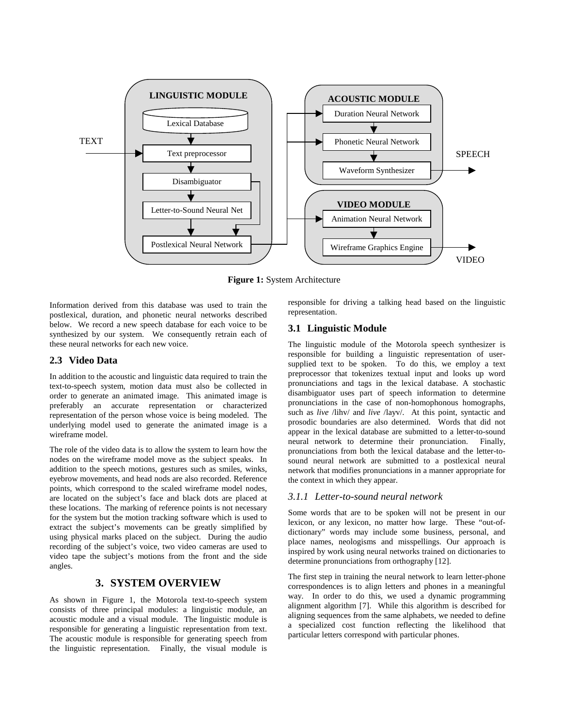**Figure 1:** System Architecture

Information derived from this database was used to train the postlexical, duration, and phonetic neural networks described below. We record a new speech database for each voice to be synthesized by our system. We consequently retrain each of these neural networks for each new voice.

## 2.3 Video Data

In addition to the acoustic and linguistic data required to train the text-to-speech system, motion data must also be collected in order to generate an animated image. This animated image is preferably an accurate representation or characterized representation of the person whose voice is being modeled. The underlying model used to generate the animated image is a wireframe model.

The role of the video data is to allow the system to learn how the nodes on the wireframe model move as the subject speaks. In addition to the speech motions, gestures such as smiles, winks, eyebrow movements, and head nods are also recorded. Reference points, which correspond to the scaled wireframe model nodes, are located on the subject's face and black dots are placed at these locations. The marking of reference points is not necessary for the system but the motion tracking software which is used to extract the subject's movements can be greatly simplified by using physical marks placed on the subject. During the audio recording of the subject's voice, two video cameras are used to video tape the subject's motions from the front and the side angles.

# 3. SYSTEM OVERVIEW

As shown in Figure 1, the Motorola text-to-speech system consists of three principal modules: a linguistic module, an acoustic module and a visual module. The linguistic module is responsible for generating a linguistic representation from text. The acoustic module is responsible for generating speech from the linguistic representation. Finally, the visual module is responsible for driving a talking head based on the linguistic representation.

## 3.1 Linguistic Module

The linguistic module of the Motorola speech synthesizer is responsible for building a linguistic representation of user-supplied text to be spoken. To do this, we employ a text preprocessor that tokenizes textual input and looks up word pronunciations and tags in the lexical database. A stochastic disambiguator uses part of speech information to determine pronunciations in the case of non-homophonous homographs, such as *live* /lihv/ and *live* /layv/. At this point, syntactic and prosodic boundaries are also determined. Words that did not appear in the lexical database are submitted to a letter-to-sound neural network to determine their pronunciation. Finally, pronunciations from both the lexical database and the letter-to-sound neural network are submitted to a postlexical neural network that modifies pronunciations in a manner appropriate for the context in which they appear.

### *3.1.1 Letter-to-sound neural network*

Some words that are to be spoken will not be present in our lexicon, or any lexicon, no matter how large. These "out-of-dictionary" words may include some business, personal, and place names, neologisms and misspellings. Our approach is inspired by work using neural networks trained on dictionaries to determine pronunciations from orthography [12].

The first step in training the neural network to learn letter-phone correspondences is to align letters and phones in a meaningful way. In order to do this, we used a dynamic programming alignment algorithm [7]. While this algorithm is described for aligning sequences from the same alphabets, we needed to define a specialized cost function reflecting the likelihood that particular letters correspond with particular phones.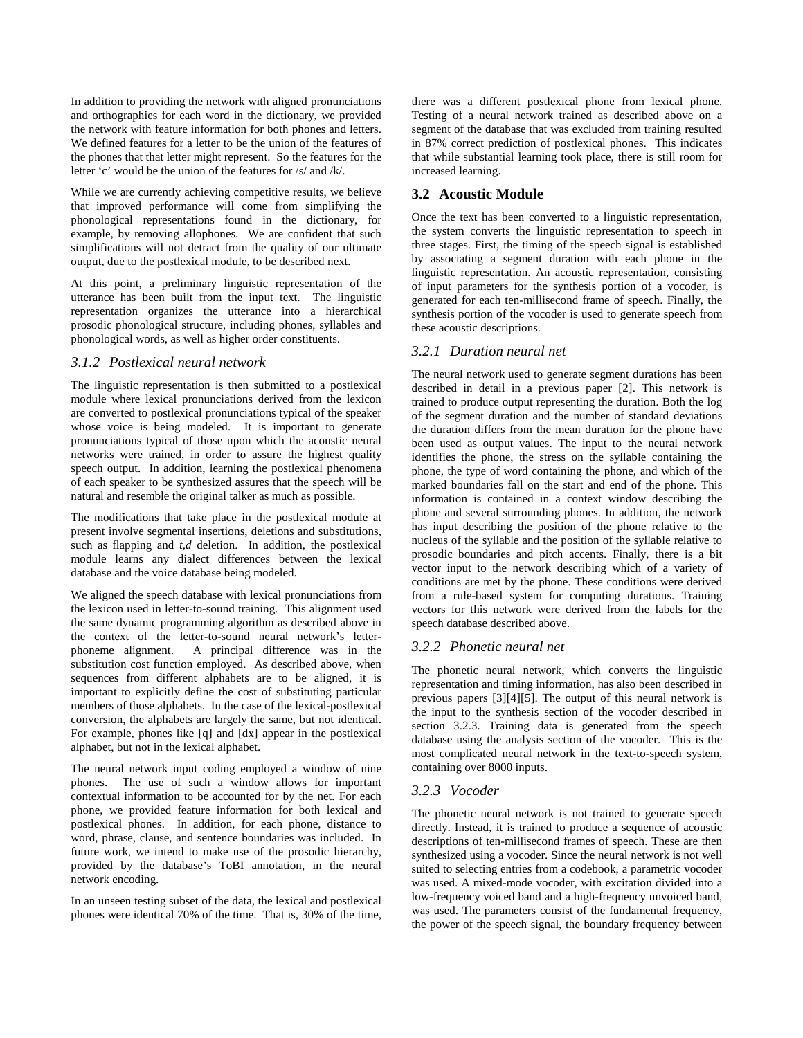In addition to providing the network with aligned pronunciations and orthographies for each word in the dictionary, we provided the network with feature information for both phones and letters. We defined features for a letter to be the union of the features of the phones that that letter might represent. So the features for the letter 'c' would be the union of the features for /s/ and /k/.

While we are currently achieving competitive results, we believe that improved performance will come from simplifying the phonological representations found in the dictionary, for example, by removing allophones. We are confident that such simplifications will not detract from the quality of our ultimate output, due to the postlexical module, to be described next.

At this point, a preliminary linguistic representation of the utterance has been built from the input text. The linguistic representation organizes the utterance into a hierarchical prosodic phonological structure, including phones, syllables and phonological words, as well as higher order constituents.

### *3.1.2 Postlexical neural network*

The linguistic representation is then submitted to a postlexical module where lexical pronunciations derived from the lexicon are converted to postlexical pronunciations typical of the speaker whose voice is being modeled. It is important to generate pronunciations typical of those upon which the acoustic neural networks were trained, in order to assure the highest quality speech output. In addition, learning the postlexical phenomena of each speaker to be synthesized assures that the speech will be natural and resemble the original talker as much as possible.

The modifications that take place in the postlexical module at present involve segmental insertions, deletions and substitutions, such as flapping and *t,d* deletion. In addition, the postlexical module learns any dialect differences between the lexical database and the voice database being modeled.

We aligned the speech database with lexical pronunciations from the lexicon used in letter-to-sound training. This alignment used the same dynamic programming algorithm as described above in the context of the letter-to-sound neural network's letter-phoneme alignment. A principal difference was in the substitution cost function employed. As described above, when sequences from different alphabets are to be aligned, it is important to explicitly define the cost of substituting particular members of those alphabets. In the case of the lexical-postlexical conversion, the alphabets are largely the same, but not identical. For example, phones like [q] and [dx] appear in the postlexical alphabet, but not in the lexical alphabet.

The neural network input coding employed a window of nine phones. The use of such a window allows for important contextual information to be accounted for by the net. For each phone, we provided feature information for both lexical and postlexical phones. In addition, for each phone, distance to word, phrase, clause, and sentence boundaries was included. In future work, we intend to make use of the prosodic hierarchy, provided by the database's ToBI annotation, in the neural network encoding.

In an unseen testing subset of the data, the lexical and postlexical phones were identical 70% of the time. That is, 30% of the time, there was a different postlexical phone from lexical phone. Testing of a neural network trained as described above on a segment of the database that was excluded from training resulted in 87% correct prediction of postlexical phones. This indicates that while substantial learning took place, there is still room for increased learning.

## 3.2 Acoustic Module

Once the text has been converted to a linguistic representation, the system converts the linguistic representation to speech in three stages. First, the timing of the speech signal is established by associating a segment duration with each phone in the linguistic representation. An acoustic representation, consisting of input parameters for the synthesis portion of a vocoder, is generated for each ten-millisecond frame of speech. Finally, the synthesis portion of the vocoder is used to generate speech from these acoustic descriptions.

### *3.2.1 Duration neural net*

The neural network used to generate segment durations has been described in detail in a previous paper [2]. This network is trained to produce output representing the duration. Both the log of the segment duration and the number of standard deviations the duration differs from the mean duration for the phone have been used as output values. The input to the neural network identifies the phone, the stress on the syllable containing the phone, the type of word containing the phone, and which of the marked boundaries fall on the start and end of the phone. This information is contained in a context window describing the phone and several surrounding phones. In addition, the network has input describing the position of the phone relative to the nucleus of the syllable and the position of the syllable relative to prosodic boundaries and pitch accents. Finally, there is a bit vector input to the network describing which of a variety of conditions are met by the phone. These conditions were derived from a rule-based system for computing durations. Training vectors for this network were derived from the labels for the speech database described above.

### *3.2.2 Phonetic neural net*

The phonetic neural network, which converts the linguistic representation and timing information, has also been described in previous papers [3][4][5]. The output of this neural network is the input to the synthesis section of the vocoder described in section 3.2.3. Training data is generated from the speech database using the analysis section of the vocoder. This is the most complicated neural network in the text-to-speech system, containing over 8000 inputs.

### *3.2.3 Vocoder*

The phonetic neural network is not trained to generate speech directly. Instead, it is trained to produce a sequence of acoustic descriptions of ten-millisecond frames of speech. These are then synthesized using a vocoder. Since the neural network is not well suited to selecting entries from a codebook, a parametric vocoder was used. A mixed-mode vocoder, with excitation divided into a low-frequency voiced band and a high-frequency unvoiced band, was used. The parameters consist of the fundamental frequency, the power of the speech signal, the boundary frequency between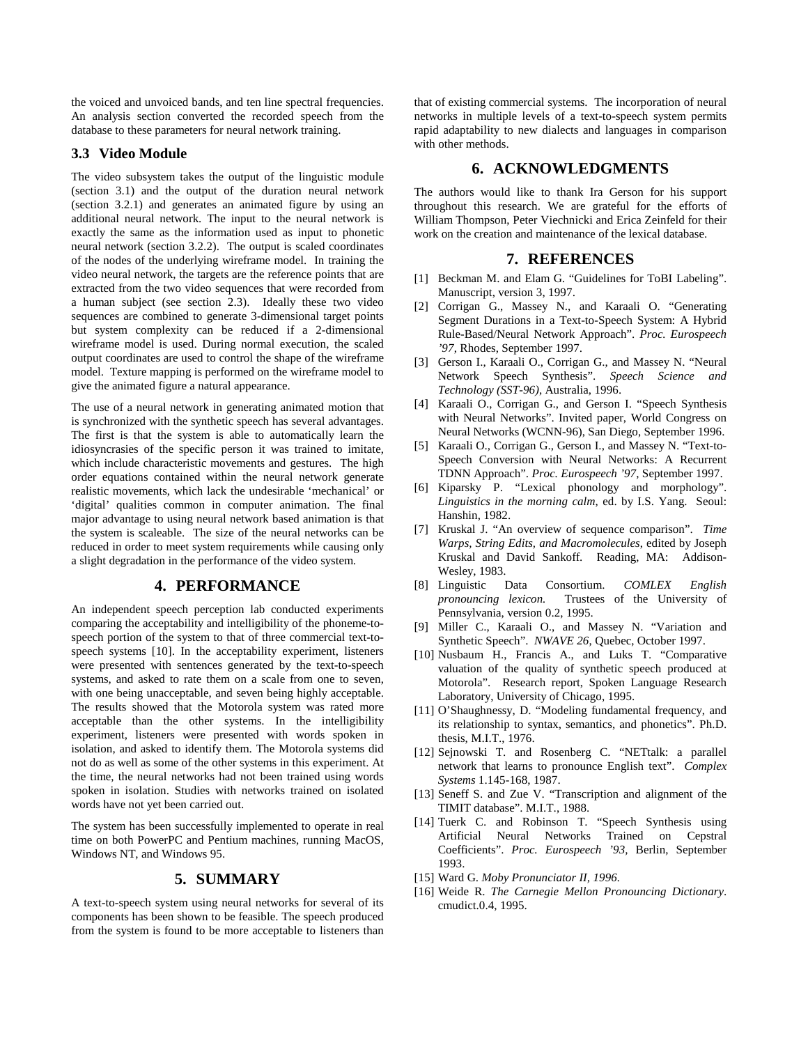the voiced and unvoiced bands, and ten line spectral frequencies. An analysis section converted the recorded speech from the database to these parameters for neural network training.

### 3.3 Video Module

The video subsystem takes the output of the linguistic module (section 3.1) and the output of the duration neural network (section 3.2.1) and generates an animated figure by using an additional neural network. The input to the neural network is exactly the same as the information used as input to phonetic neural network (section 3.2.2). The output is scaled coordinates of the nodes of the underlying wireframe model. In training the video neural network, the targets are the reference points that are extracted from the two video sequences that were recorded from a human subject (see section 2.3). Ideally these two video sequences are combined to generate 3-dimensional target points but system complexity can be reduced if a 2-dimensional wireframe model is used. During normal execution, the scaled output coordinates are used to control the shape of the wireframe model. Texture mapping is performed on the wireframe model to give the animated figure a natural appearance.

The use of a neural network in generating animated motion that is synchronized with the synthetic speech has several advantages. The first is that the system is able to automatically learn the idiosyncrasies of the specific person it was trained to imitate, which include characteristic movements and gestures. The high order equations contained within the neural network generate realistic movements, which lack the undesirable 'mechanical' or 'digital' qualities common in computer animation. The final major advantage to using neural network based animation is that the system is scaleable. The size of the neural networks can be reduced in order to meet system requirements while causing only a slight degradation in the performance of the video system.

## 4. PERFORMANCE

An independent speech perception lab conducted experiments comparing the acceptability and intelligibility of the phoneme-to-speech portion of the system to that of three commercial text-to-speech systems [10]. In the acceptability experiment, listeners were presented with sentences generated by the text-to-speech systems, and asked to rate them on a scale from one to seven, with one being unacceptable, and seven being highly acceptable. The results showed that the Motorola system was rated more acceptable than the other systems. In the intelligibility experiment, listeners were presented with words spoken in isolation, and asked to identify them. The Motorola systems did not do as well as some of the other systems in this experiment. At the time, the neural networks had not been trained using words spoken in isolation. Studies with networks trained on isolated words have not yet been carried out.

The system has been successfully implemented to operate in real time on both PowerPC and Pentium machines, running MacOS, Windows NT, and Windows 95.

## 5. SUMMARY

A text-to-speech system using neural networks for several of its components has been shown to be feasible. The speech produced from the system is found to be more acceptable to listeners than that of existing commercial systems. The incorporation of neural networks in multiple levels of a text-to-speech system permits rapid adaptability to new dialects and languages in comparison with other methods.

## 6. ACKNOWLEDGMENTS

The authors would like to thank Ira Gerson for his support throughout this research. We are grateful for the efforts of William Thompson, Peter Viechnicki and Erica Zeinfeld for their work on the creation and maintenance of the lexical database.

## 7. REFERENCES

[1] Beckman M. and Elam G. "Guidelines for ToBI Labeling". Manuscript, version 3, 1997.

[2] Corrigan G., Massey N., and Karaali O. "Generating Segment Durations in a Text-to-Speech System: A Hybrid Rule-Based/Neural Network Approach". *Proc. Eurospeech '97*, Rhodes, September 1997.

[3] Gerson I., Karaali O., Corrigan G., and Massey N. "Neural Network Speech Synthesis". *Speech Science and Technology (SST-96)*, Australia, 1996.

[4] Karaali O., Corrigan G., and Gerson I. "Speech Synthesis with Neural Networks". Invited paper, World Congress on Neural Networks (WCNN-96), San Diego, September 1996.

[5] Karaali O., Corrigan G., Gerson I., and Massey N. "Text-to-Speech Conversion with Neural Networks: A Recurrent TDNN Approach". *Proc. Eurospeech '97*, September 1997.

[6] Kiparsky P. "Lexical phonology and morphology". *Linguistics in the morning calm*, ed. by I.S. Yang. Seoul: Hanshin, 1982.

[7] Kruskal J. "An overview of sequence comparison". *Time Warps, String Edits, and Macromolecules*, edited by Joseph Kruskal and David Sankoff. Reading, MA: Addison-Wesley, 1983.

[8] Linguistic Data Consortium. *COMLEX English pronouncing lexicon.* Trustees of the University of Pennsylvania, version 0.2, 1995.

[9] Miller C., Karaali O., and Massey N. "Variation and Synthetic Speech". *NWAVE 26*, Quebec, October 1997.

[10] Nusbaum H., Francis A., and Luks T. "Comparative valuation of the quality of synthetic speech produced at Motorola". Research report, Spoken Language Research Laboratory, University of Chicago, 1995.

[11] O'Shaughnessy, D. "Modeling fundamental frequency, and its relationship to syntax, semantics, and phonetics". Ph.D. thesis, M.I.T., 1976.

[12] Sejnowski T. and Rosenberg C. "NETtalk: a parallel network that learns to pronounce English text". *Complex Systems* 1.145-168, 1987.

[13] Seneff S. and Zue V. "Transcription and alignment of the TIMIT database". M.I.T., 1988.

[14] Tuerk C. and Robinson T. "Speech Synthesis using Artificial Neural Networks Trained on Cepstral Coefficients". *Proc. Eurospeech '93*, Berlin, September 1993.

[15] Ward G. *Moby Pronunciator II, 1996.*

[16] Weide R. *The Carnegie Mellon Pronouncing Dictionary*. cmudict.0.4, 1995.